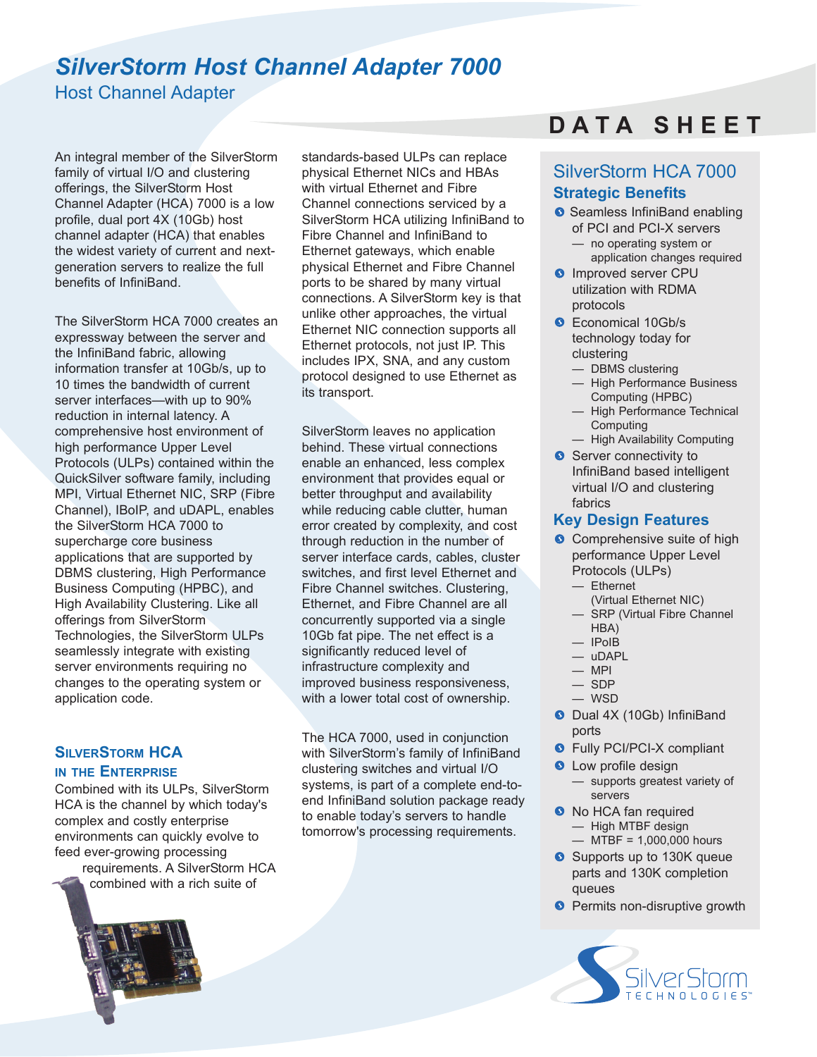# SilverStorm Host Channel Adapter 7000

## Host Channel Adapter

DATA SHEET

An integral member of the SilverStorm family of virtual I/O and clustering offerings, the SilverStorm Host Channel Adapter (HCA) 7000 is a low profile, dual port 4X (10Gb) host channel adapter (HCA) that enables the widest variety of current and next-generation servers to realize the full benefits of InfiniBand.

The SilverStorm HCA 7000 creates an expressway between the server and the InfiniBand fabric, allowing information transfer at 10Gb/s, up to 10 times the bandwidth of current server interfaces—with up to 90% reduction in internal latency. A comprehensive host environment of high performance Upper Level Protocols (ULPs) contained within the QuickSilver software family, including MPI, Virtual Ethernet NIC, SRP (Fibre Channel), IBoIP, and uDAPL, enables the SilverStorm HCA 7000 to supercharge core business applications that are supported by DBMS clustering, High Performance Business Computing (HPBC), and High Availability Clustering. Like all offerings from SilverStorm Technologies, the SilverStorm ULPs seamlessly integrate with existing server environments requiring no changes to the operating system or application code.

### SilverStorm HCA in the Enterprise

Combined with its ULPs, SilverStorm HCA is the channel by which today's complex and costly enterprise environments can quickly evolve to feed ever-growing processing requirements. A SilverStorm HCA combined with a rich suite of standards-based ULPs can replace physical Ethernet NICs and HBAs with virtual Ethernet and Fibre Channel connections serviced by a SilverStorm HCA utilizing InfiniBand to Fibre Channel and InfiniBand to Ethernet gateways, which enable physical Ethernet and Fibre Channel ports to be shared by many virtual connections. A SilverStorm key is that unlike other approaches, the virtual Ethernet NIC connection supports all Ethernet protocols, not just IP. This includes IPX, SNA, and any custom protocol designed to use Ethernet as its transport.

SilverStorm leaves no application behind. These virtual connections enable an enhanced, less complex environment that provides equal or better throughput and availability while reducing cable clutter, human error created by complexity, and cost through reduction in the number of server interface cards, cables, cluster switches, and first level Ethernet and Fibre Channel switches. Clustering, Ethernet, and Fibre Channel are all concurrently supported via a single 10Gb fat pipe. The net effect is a significantly reduced level of infrastructure complexity and improved business responsiveness, with a lower total cost of ownership.

The HCA 7000, used in conjunction with SilverStorm's family of InfiniBand clustering switches and virtual I/O systems, is part of a complete end-to-end InfiniBand solution package ready to enable today's servers to handle tomorrow's processing requirements.

## SilverStorm HCA 7000

### Strategic Benefits

- Seamless InfiniBand enabling of PCI and PCI-X servers
  - no operating system or application changes required
- Improved server CPU utilization with RDMA protocols
- Economical 10Gb/s technology today for clustering
  - DBMS clustering
  - High Performance Business Computing (HPBC)
  - High Performance Technical Computing
  - High Availability Computing
- Server connectivity to InfiniBand based intelligent virtual I/O and clustering fabrics

### Key Design Features

- Comprehensive suite of high performance Upper Level Protocols (ULPs)
  - Ethernet (Virtual Ethernet NIC)
  - SRP (Virtual Fibre Channel HBA)
  - IPoIB
  - uDAPL
  - MPI
  - SDP
  - WSD
- Dual 4X (10Gb) InfiniBand ports
- Fully PCI/PCI-X compliant
- Low profile design
  - supports greatest variety of servers
- No HCA fan required
  - High MTBF design
  - MTBF = 1,000,000 hours
- Supports up to 130K queue parts and 130K completion queues
- Permits non-disruptive growth

SilverStorm TECHNOLOGIES™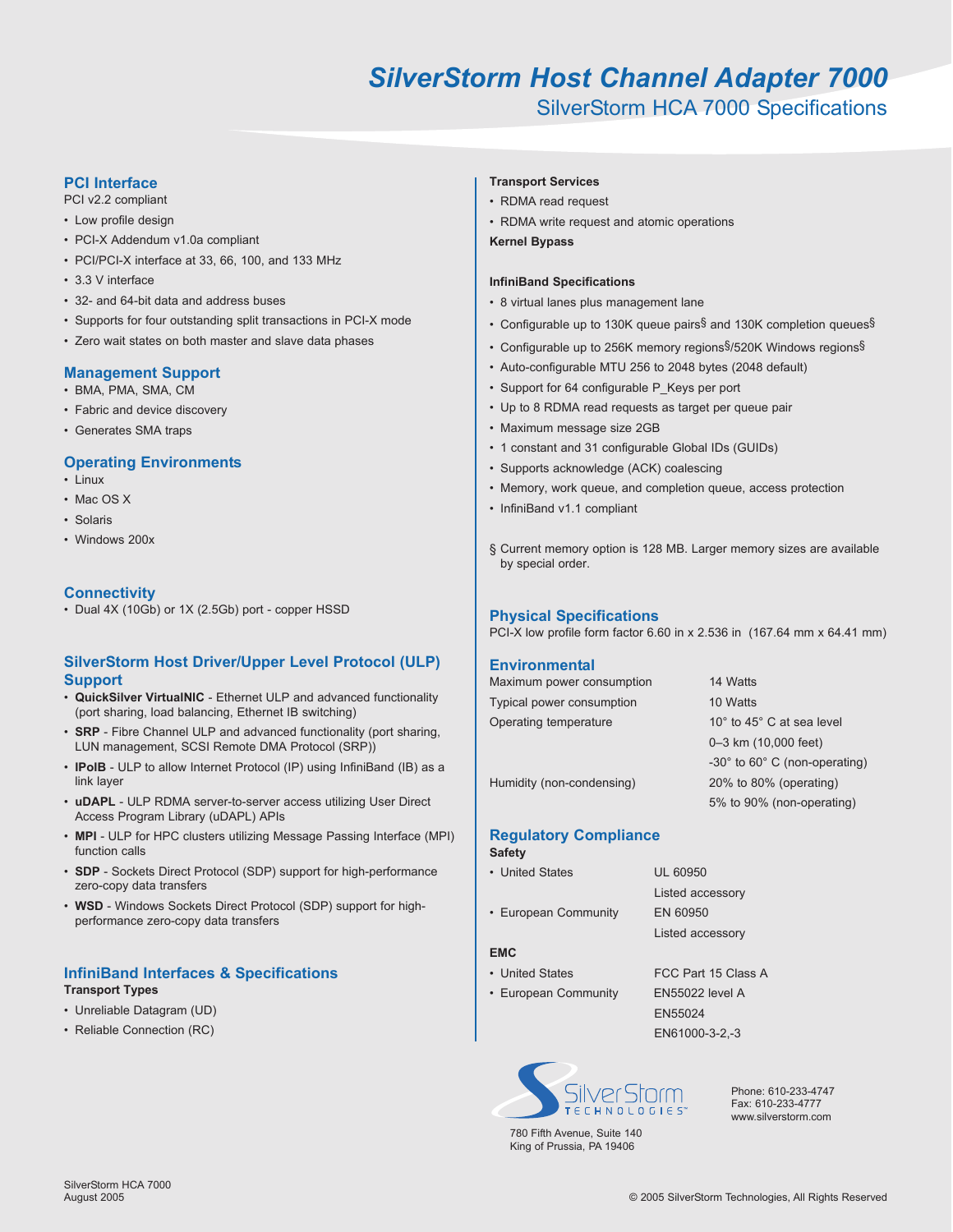# SilverStorm Host Channel Adapter 7000

## SilverStorm HCA 7000 Specifications

### PCI Interface

PCI v2.2 compliant

- Low profile design
- PCI-X Addendum v1.0a compliant
- PCI/PCI-X interface at 33, 66, 100, and 133 MHz
- 3.3 V interface
- 32- and 64-bit data and address buses
- Supports for four outstanding split transactions in PCI-X mode
- Zero wait states on both master and slave data phases

### Management Support

- BMA, PMA, SMA, CM
- Fabric and device discovery
- Generates SMA traps

### Operating Environments

- Linux
- Mac OS X
- Solaris
- Windows 200x

### Connectivity

- Dual 4X (10Gb) or 1X (2.5Gb) port - copper HSSD

### SilverStorm Host Driver/Upper Level Protocol (ULP) Support

- **QuickSilver VirtualNIC** - Ethernet ULP and advanced functionality (port sharing, load balancing, Ethernet IB switching)
- **SRP** - Fibre Channel ULP and advanced functionality (port sharing, LUN management, SCSI Remote DMA Protocol (SRP))
- **IPoIB** - ULP to allow Internet Protocol (IP) using InfiniBand (IB) as a link layer
- **uDAPL** - ULP RDMA server-to-server access utilizing User Direct Access Program Library (uDAPL) APIs
- **MPI** - ULP for HPC clusters utilizing Message Passing Interface (MPI) function calls
- **SDP** - Sockets Direct Protocol (SDP) support for high-performance zero-copy data transfers
- **WSD** - Windows Sockets Direct Protocol (SDP) support for high-performance zero-copy data transfers

### InfiniBand Interfaces & Specifications

**Transport Types**

- Unreliable Datagram (UD)
- Reliable Connection (RC)

**Transport Services**

- RDMA read request
- RDMA write request and atomic operations

**Kernel Bypass**

**InfiniBand Specifications**

- 8 virtual lanes plus management lane
- Configurable up to 130K queue pairs§ and 130K completion queues§
- Configurable up to 256K memory regions§/520K Windows regions§
- Auto-configurable MTU 256 to 2048 bytes (2048 default)
- Support for 64 configurable P_Keys per port
- Up to 8 RDMA read requests as target per queue pair
- Maximum message size 2GB
- 1 constant and 31 configurable Global IDs (GUIDs)
- Supports acknowledge (ACK) coalescing
- Memory, work queue, and completion queue, access protection
- InfiniBand v1.1 compliant

§ Current memory option is 128 MB. Larger memory sizes are available by special order.

### Physical Specifications

PCI-X low profile form factor 6.60 in x 2.536 in (167.64 mm x 64.41 mm)

### Environmental

| | |
|---|---|
| Maximum power consumption | 14 Watts |
| Typical power consumption | 10 Watts |
| Operating temperature | 10° to 45° C at sea level |
| | 0–3 km (10,000 feet) |
| | -30° to 60° C (non-operating) |
| Humidity (non-condensing) | 20% to 80% (operating) |
| | 5% to 90% (non-operating) |

### Regulatory Compliance

**Safety**

| | |
|---|---|
| • United States | UL 60950 |
| | Listed accessory |
| • European Community | EN 60950 |
| | Listed accessory |

**EMC**

| | |
|---|---|
| • United States | FCC Part 15 Class A |
| • European Community | EN55022 level A |
| | EN55024 |
| | EN61000-3-2,-3 |

SilverStorm TECHNOLOGIES™

780 Fifth Avenue, Suite 140
King of Prussia, PA 19406

Phone: 610-233-4747
Fax: 610-233-4777
www.silverstorm.com

SilverStorm HCA 7000
August 2005

© 2005 SilverStorm Technologies, All Rights Reserved